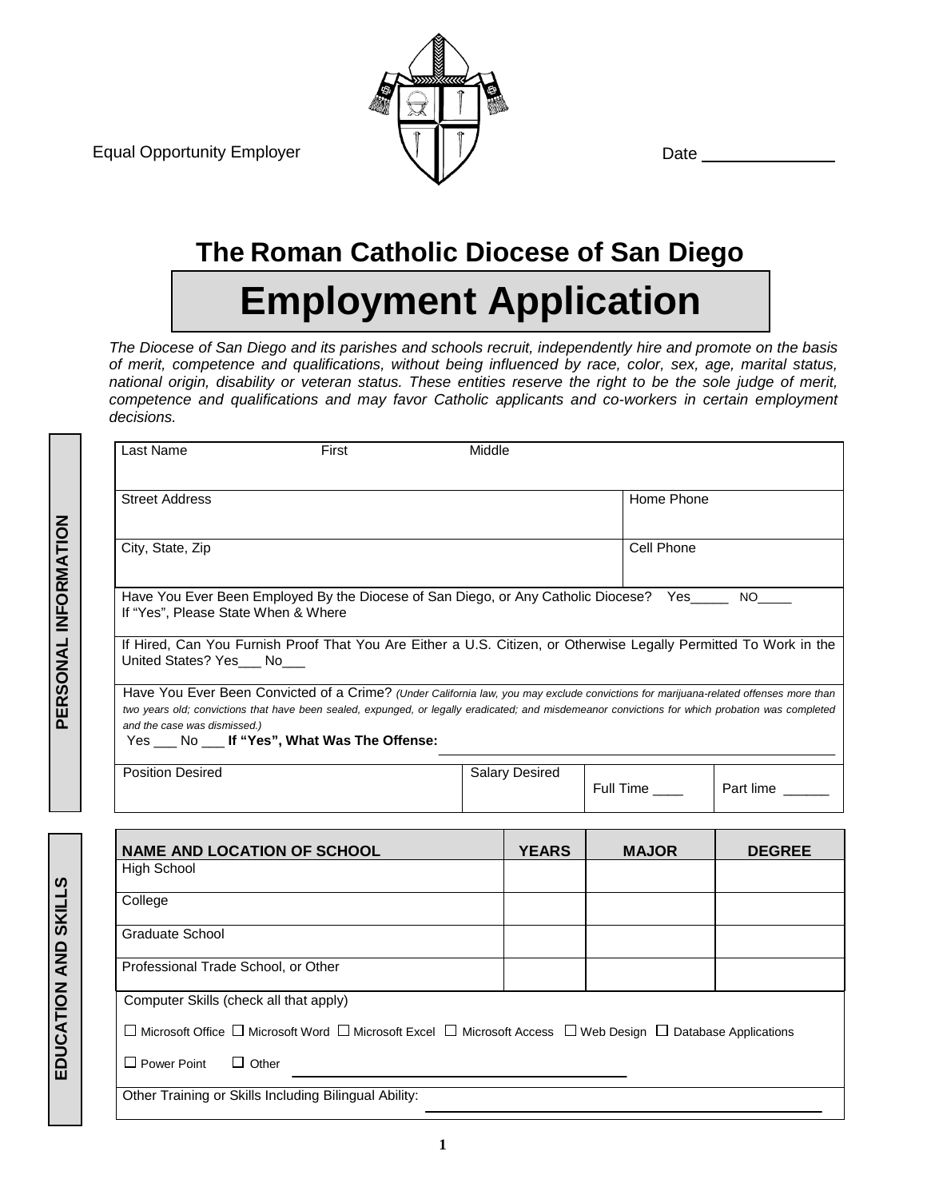Equal Opportunity Employer

Date \_\_\_\_\_\_\_\_\_\_\_\_\_\_

## The Roman Catholic Diocese of San Diego

# Employment Application

*The Diocese of San Diego and its parishes and schools recruit, independently hire and promote on the basis of merit, competence and qualifications, without being influenced by race, color, sex, age, marital status, national origin, disability or veteran status. These entities reserve the right to be the sole judge of merit, competence and qualifications and may favor Catholic applicants and co-workers in certain employment decisions.*

**PERSONAL INFORMATION**

| Last Name First Middle | | | |
|---|---|---|---|
| Street Address | | Home Phone | |
| City, State, Zip | | Cell Phone | |
| Have You Ever Been Employed By the Diocese of San Diego, or Any Catholic Diocese? Yes_____ NO_____ If "Yes", Please State When & Where | | | |
| If Hired, Can You Furnish Proof That You Are Either a U.S. Citizen, or Otherwise Legally Permitted To Work in the United States? Yes___ No___ | | | |
| Have You Ever Been Convicted of a Crime? *(Under California law, you may exclude convictions for marijuana-related offenses more than two years old; convictions that have been sealed, expunged, or legally eradicated; and misdemeanor convictions for which probation was completed and the case was dismissed.)* Yes ___ No ___ **If "Yes", What Was The Offense:** | | | |
| Position Desired | Salary Desired | Full Time ____ | Part lime ______ |

**EDUCATION AND SKILLS**

| NAME AND LOCATION OF SCHOOL | YEARS | MAJOR | DEGREE |
|---|---|---|---|
| High School | | | |
| College | | | |
| Graduate School | | | |
| Professional Trade School, or Other | | | |

Computer Skills (check all that apply)

☐ Microsoft Office ☐ Microsoft Word ☐ Microsoft Excel ☐ Microsoft Access ☐ Web Design ☐ Database Applications

☐ Power Point ☐ Other \_\_\_\_\_\_\_\_\_\_\_\_\_\_\_\_\_\_\_\_\_\_\_\_\_\_\_\_\_\_

Other Training or Skills Including Bilingual Ability: \_\_\_\_\_\_\_\_\_\_\_\_\_\_\_\_\_\_\_\_\_\_\_\_\_\_\_\_\_\_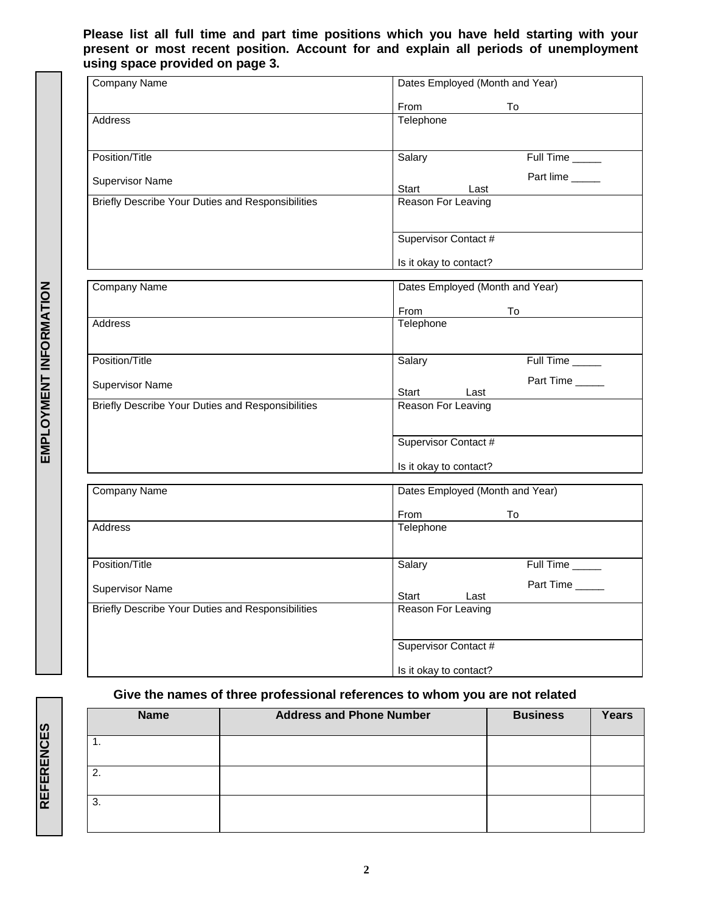**Please list all full time and part time positions which you have held starting with your present or most recent position. Account for and explain all periods of unemployment using space provided on page 3.**

**EMPLOYMENT INFORMATION**

| Company Name | Dates Employed (Month and Year)<br><br>From To |
|---|---|
| Address | Telephone |
| Position/Title<br><br>Supervisor Name | Salary Full Time _____<br><br>Part lime _____<br>Start Last |
| Briefly Describe Your Duties and Responsibilities | Reason For Leaving |
| | Supervisor Contact #<br><br>Is it okay to contact? |

| Company Name | Dates Employed (Month and Year)<br><br>From To |
|---|---|
| Address | Telephone |
| Position/Title<br><br>Supervisor Name | Salary Full Time _____<br><br>Part Time _____<br>Start Last |
| Briefly Describe Your Duties and Responsibilities | Reason For Leaving |
| | Supervisor Contact #<br><br>Is it okay to contact? |

| Company Name | Dates Employed (Month and Year)<br><br>From To |
|---|---|
| Address | Telephone |
| Position/Title<br><br>Supervisor Name | Salary Full Time _____<br><br>Part Time _____<br>Start Last |
| Briefly Describe Your Duties and Responsibilities | Reason For Leaving |
| | Supervisor Contact #<br><br>Is it okay to contact? |

**REFERENCES**

**Give the names of three professional references to whom you are not related**

| Name | Address and Phone Number | Business | Years |
|---|---|---|---|
| 1. | | | |
| 2. | | | |
| 3. | | | |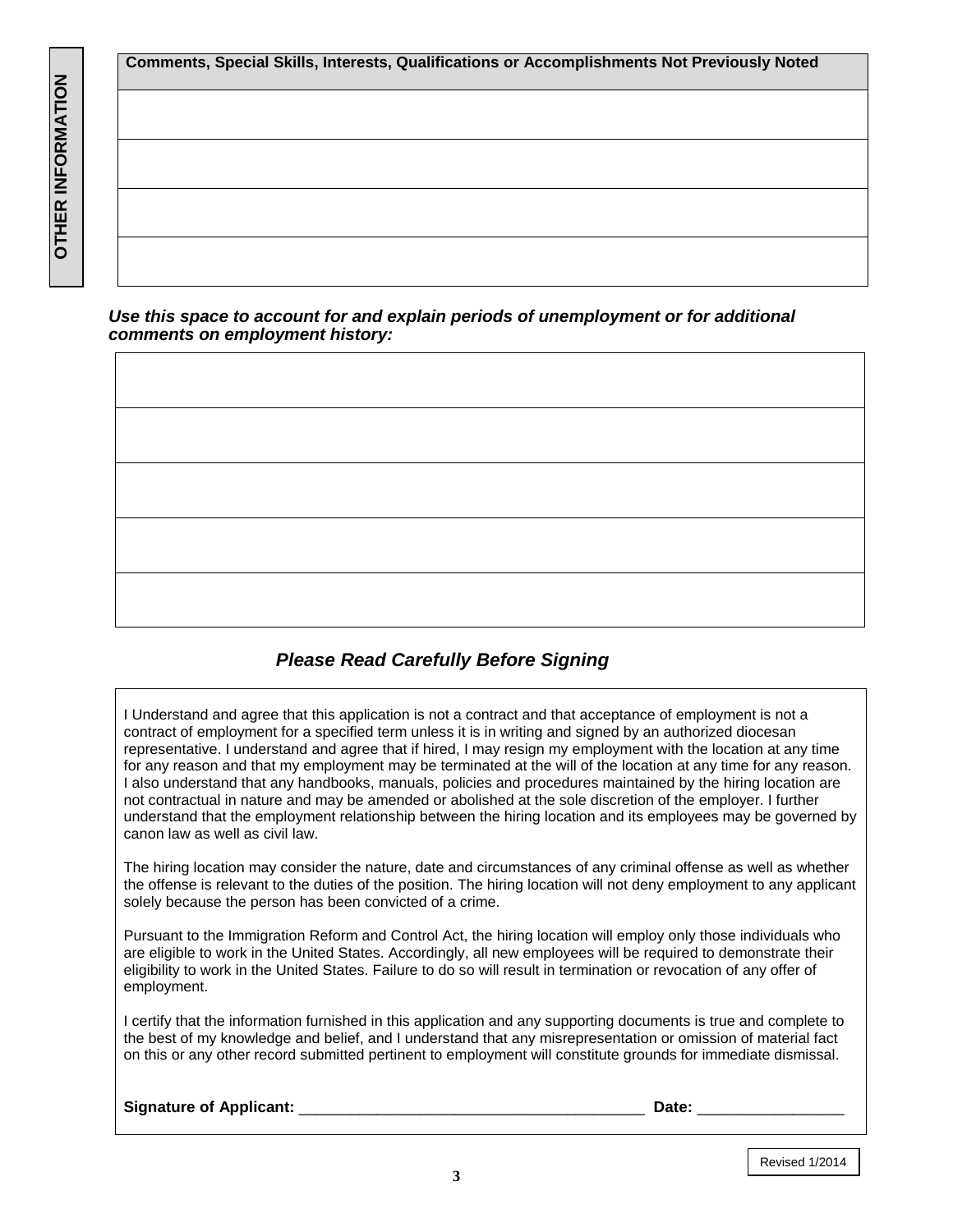## OTHER INFORMATION

| Comments, Special Skills, Interests, Qualifications or Accomplishments Not Previously Noted |
| --- |
| |
| |
| |
| |

***Use this space to account for and explain periods of unemployment or for additional comments on employment history:***

| |
| --- |
| |
| |
| |
| |
| |

### *Please Read Carefully Before Signing*

I Understand and agree that this application is not a contract and that acceptance of employment is not a contract of employment for a specified term unless it is in writing and signed by an authorized diocesan representative. I understand and agree that if hired, I may resign my employment with the location at any time for any reason and that my employment may be terminated at the will of the location at any time for any reason. I also understand that any handbooks, manuals, policies and procedures maintained by the hiring location are not contractual in nature and may be amended or abolished at the sole discretion of the employer. I further understand that the employment relationship between the hiring location and its employees may be governed by canon law as well as civil law.

The hiring location may consider the nature, date and circumstances of any criminal offense as well as whether the offense is relevant to the duties of the position. The hiring location will not deny employment to any applicant solely because the person has been convicted of a crime.

Pursuant to the Immigration Reform and Control Act, the hiring location will employ only those individuals who are eligible to work in the United States. Accordingly, all new employees will be required to demonstrate their eligibility to work in the United States. Failure to do so will result in termination or revocation of any offer of employment.

I certify that the information furnished in this application and any supporting documents is true and complete to the best of my knowledge and belief, and I understand that any misrepresentation or omission of material fact on this or any other record submitted pertinent to employment will constitute grounds for immediate dismissal.

**Signature of Applicant:** ________________________________________ **Date:** _________________

Revised 1/2014